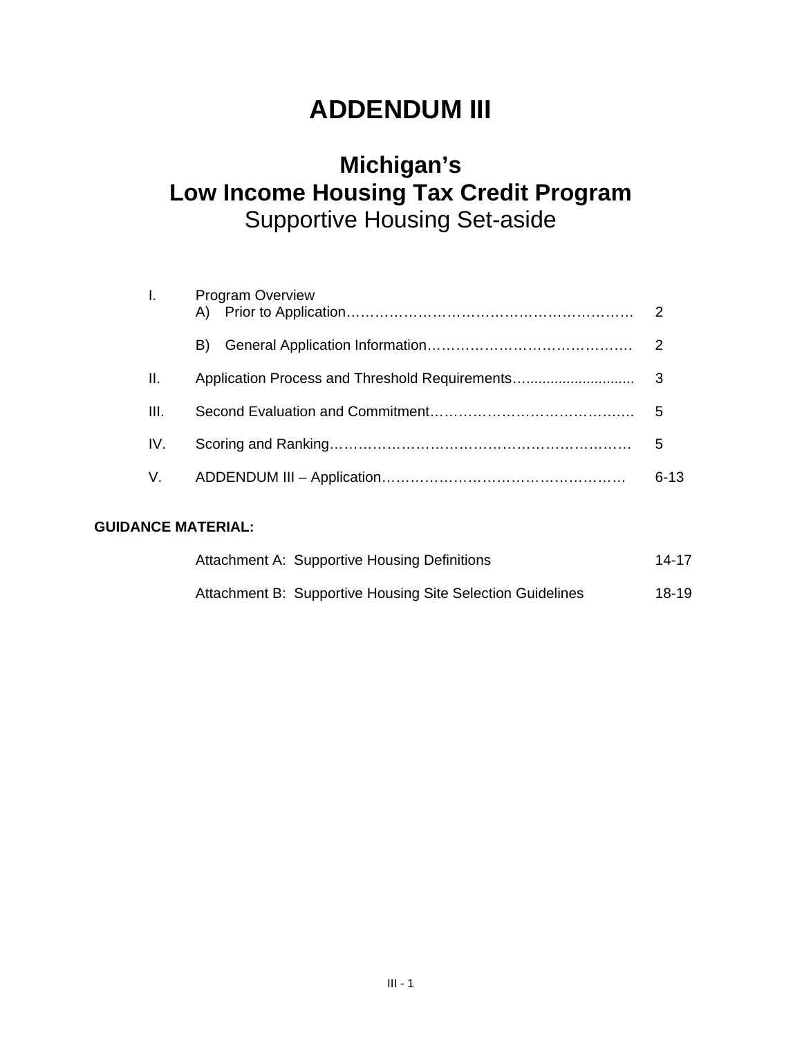# ADDENDUM III

## Michigan's
## Low Income Housing Tax Credit Program
Supportive Housing Set-aside

| | | |
|---|---|---|
| I. | Program Overview | |
| | A) Prior to Application | 2 |
| | B) General Application Information | 2 |
| II. | Application Process and Threshold Requirements | 3 |
| III. | Second Evaluation and Commitment | 5 |
| IV. | Scoring and Ranking | 5 |
| V. | ADDENDUM III – Application | 6-13 |

**GUIDANCE MATERIAL:**

| | |
|---|---|
| Attachment A: Supportive Housing Definitions | 14-17 |
| Attachment B: Supportive Housing Site Selection Guidelines | 18-19 |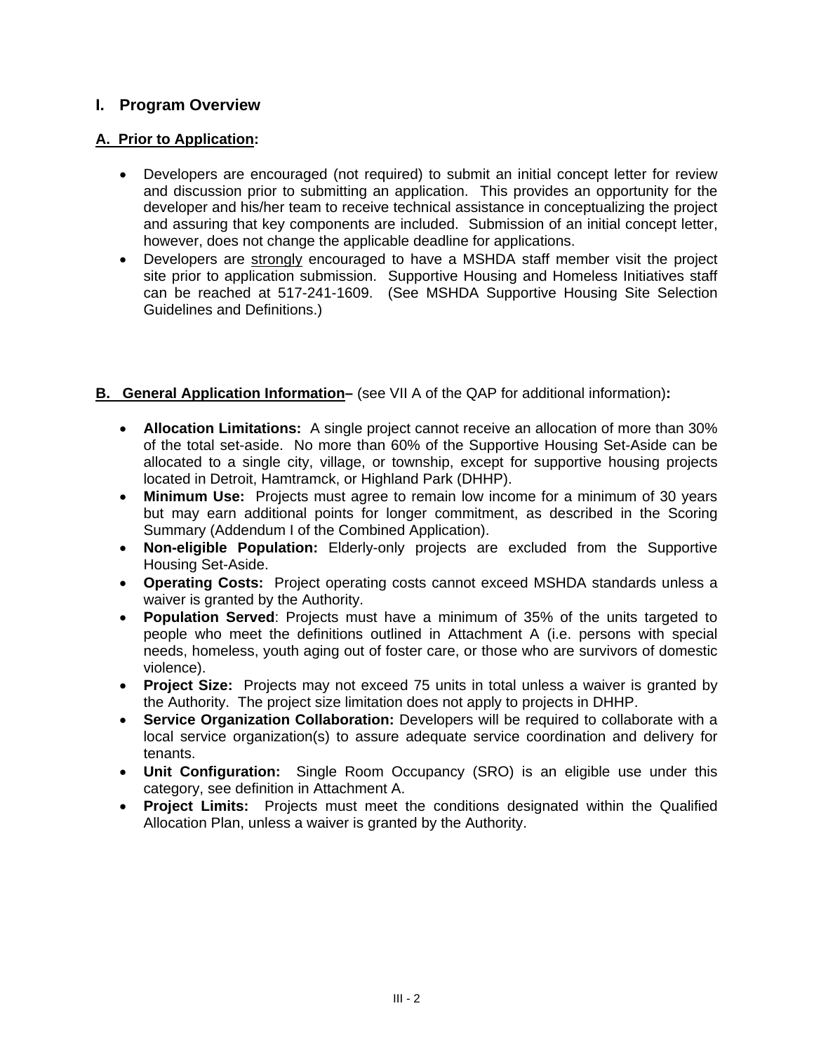## I. Program Overview

### A. Prior to Application:

- Developers are encouraged (not required) to submit an initial concept letter for review and discussion prior to submitting an application. This provides an opportunity for the developer and his/her team to receive technical assistance in conceptualizing the project and assuring that key components are included. Submission of an initial concept letter, however, does not change the applicable deadline for applications.
- Developers are strongly encouraged to have a MSHDA staff member visit the project site prior to application submission. Supportive Housing and Homeless Initiatives staff can be reached at 517-241-1609. (See MSHDA Supportive Housing Site Selection Guidelines and Definitions.)

### B. General Application Information– (see VII A of the QAP for additional information):

- **Allocation Limitations:** A single project cannot receive an allocation of more than 30% of the total set-aside. No more than 60% of the Supportive Housing Set-Aside can be allocated to a single city, village, or township, except for supportive housing projects located in Detroit, Hamtramck, or Highland Park (DHHP).
- **Minimum Use:** Projects must agree to remain low income for a minimum of 30 years but may earn additional points for longer commitment, as described in the Scoring Summary (Addendum I of the Combined Application).
- **Non-eligible Population:** Elderly-only projects are excluded from the Supportive Housing Set-Aside.
- **Operating Costs:** Project operating costs cannot exceed MSHDA standards unless a waiver is granted by the Authority.
- **Population Served**: Projects must have a minimum of 35% of the units targeted to people who meet the definitions outlined in Attachment A (i.e. persons with special needs, homeless, youth aging out of foster care, or those who are survivors of domestic violence).
- **Project Size:** Projects may not exceed 75 units in total unless a waiver is granted by the Authority. The project size limitation does not apply to projects in DHHP.
- **Service Organization Collaboration:** Developers will be required to collaborate with a local service organization(s) to assure adequate service coordination and delivery for tenants.
- **Unit Configuration:** Single Room Occupancy (SRO) is an eligible use under this category, see definition in Attachment A.
- **Project Limits:** Projects must meet the conditions designated within the Qualified Allocation Plan, unless a waiver is granted by the Authority.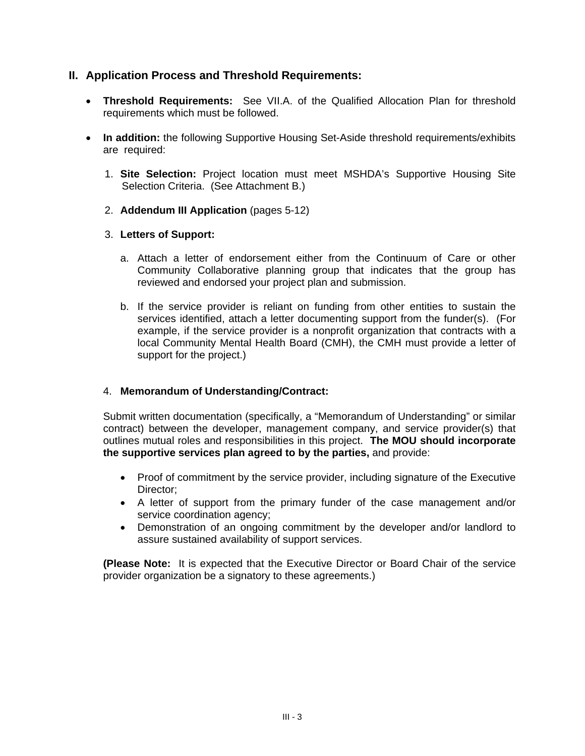## II. Application Process and Threshold Requirements:

- **Threshold Requirements:** See VII.A. of the Qualified Allocation Plan for threshold requirements which must be followed.

- **In addition:** the following Supportive Housing Set-Aside threshold requirements/exhibits are required:

  1. **Site Selection:** Project location must meet MSHDA's Supportive Housing Site Selection Criteria. (See Attachment B.)

  2. **Addendum III Application** (pages 5-12)

  3. **Letters of Support:**

     a. Attach a letter of endorsement either from the Continuum of Care or other Community Collaborative planning group that indicates that the group has reviewed and endorsed your project plan and submission.

     b. If the service provider is reliant on funding from other entities to sustain the services identified, attach a letter documenting support from the funder(s). (For example, if the service provider is a nonprofit organization that contracts with a local Community Mental Health Board (CMH), the CMH must provide a letter of support for the project.)

  4. **Memorandum of Understanding/Contract:**

  Submit written documentation (specifically, a "Memorandum of Understanding" or similar contract) between the developer, management company, and service provider(s) that outlines mutual roles and responsibilities in this project. **The MOU should incorporate the supportive services plan agreed to by the parties,** and provide:

  - Proof of commitment by the service provider, including signature of the Executive Director;
  - A letter of support from the primary funder of the case management and/or service coordination agency;
  - Demonstration of an ongoing commitment by the developer and/or landlord to assure sustained availability of support services.

  **(Please Note:** It is expected that the Executive Director or Board Chair of the service provider organization be a signatory to these agreements.)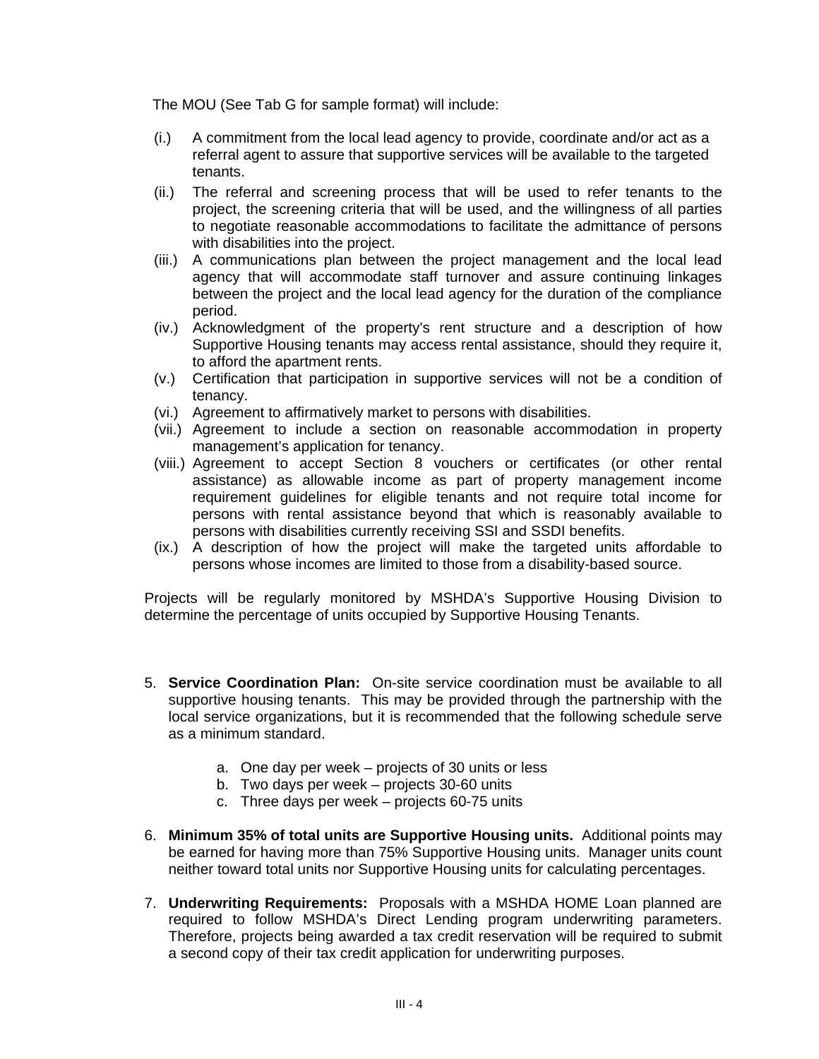The MOU (See Tab G for sample format) will include:

(i.) A commitment from the local lead agency to provide, coordinate and/or act as a referral agent to assure that supportive services will be available to the targeted tenants.

(ii.) The referral and screening process that will be used to refer tenants to the project, the screening criteria that will be used, and the willingness of all parties to negotiate reasonable accommodations to facilitate the admittance of persons with disabilities into the project.

(iii.) A communications plan between the project management and the local lead agency that will accommodate staff turnover and assure continuing linkages between the project and the local lead agency for the duration of the compliance period.

(iv.) Acknowledgment of the property's rent structure and a description of how Supportive Housing tenants may access rental assistance, should they require it, to afford the apartment rents.

(v.) Certification that participation in supportive services will not be a condition of tenancy.

(vi.) Agreement to affirmatively market to persons with disabilities.

(vii.) Agreement to include a section on reasonable accommodation in property management's application for tenancy.

(viii.) Agreement to accept Section 8 vouchers or certificates (or other rental assistance) as allowable income as part of property management income requirement guidelines for eligible tenants and not require total income for persons with rental assistance beyond that which is reasonably available to persons with disabilities currently receiving SSI and SSDI benefits.

(ix.) A description of how the project will make the targeted units affordable to persons whose incomes are limited to those from a disability-based source.

Projects will be regularly monitored by MSHDA's Supportive Housing Division to determine the percentage of units occupied by Supportive Housing Tenants.

5. **Service Coordination Plan:** On-site service coordination must be available to all supportive housing tenants. This may be provided through the partnership with the local service organizations, but it is recommended that the following schedule serve as a minimum standard.

    a. One day per week – projects of 30 units or less
    b. Two days per week – projects 30-60 units
    c. Three days per week – projects 60-75 units

6. **Minimum 35% of total units are Supportive Housing units.** Additional points may be earned for having more than 75% Supportive Housing units. Manager units count neither toward total units nor Supportive Housing units for calculating percentages.

7. **Underwriting Requirements:** Proposals with a MSHDA HOME Loan planned are required to follow MSHDA's Direct Lending program underwriting parameters. Therefore, projects being awarded a tax credit reservation will be required to submit a second copy of their tax credit application for underwriting purposes.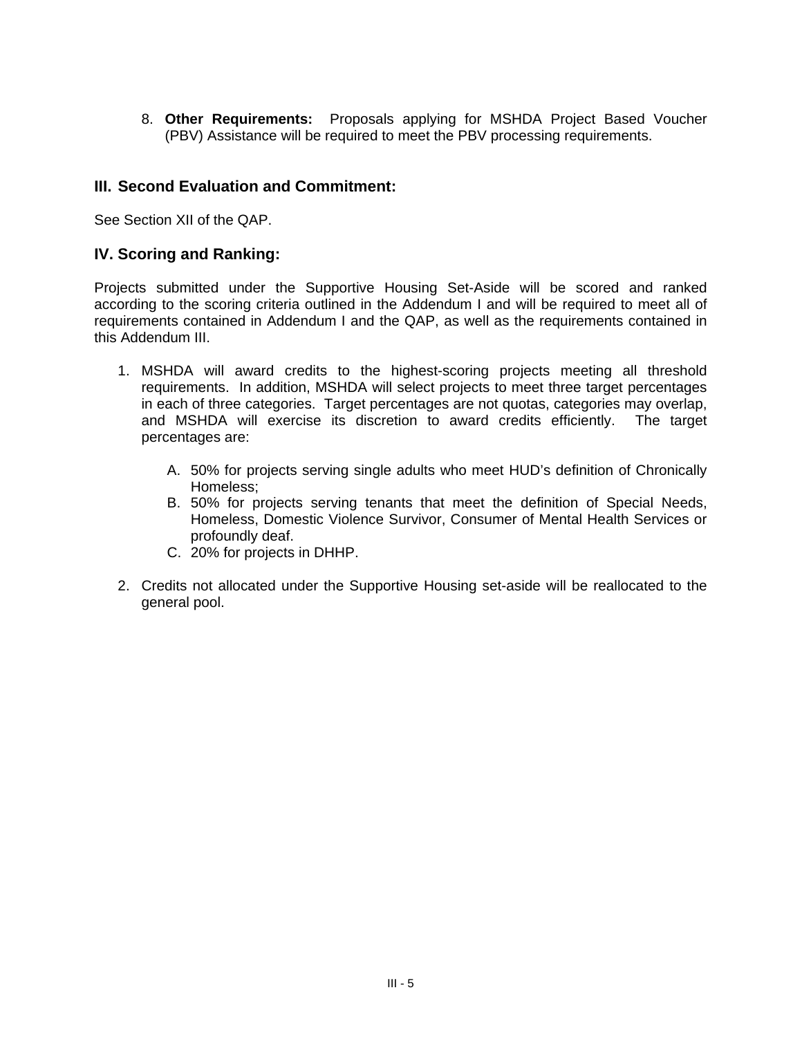8. **Other Requirements:** Proposals applying for MSHDA Project Based Voucher (PBV) Assistance will be required to meet the PBV processing requirements.

## III. Second Evaluation and Commitment:

See Section XII of the QAP.

## IV. Scoring and Ranking:

Projects submitted under the Supportive Housing Set-Aside will be scored and ranked according to the scoring criteria outlined in the Addendum I and will be required to meet all of requirements contained in Addendum I and the QAP, as well as the requirements contained in this Addendum III.

1. MSHDA will award credits to the highest-scoring projects meeting all threshold requirements. In addition, MSHDA will select projects to meet three target percentages in each of three categories. Target percentages are not quotas, categories may overlap, and MSHDA will exercise its discretion to award credits efficiently. The target percentages are:

   A. 50% for projects serving single adults who meet HUD's definition of Chronically Homeless;
   B. 50% for projects serving tenants that meet the definition of Special Needs, Homeless, Domestic Violence Survivor, Consumer of Mental Health Services or profoundly deaf.
   C. 20% for projects in DHHP.

2. Credits not allocated under the Supportive Housing set-aside will be reallocated to the general pool.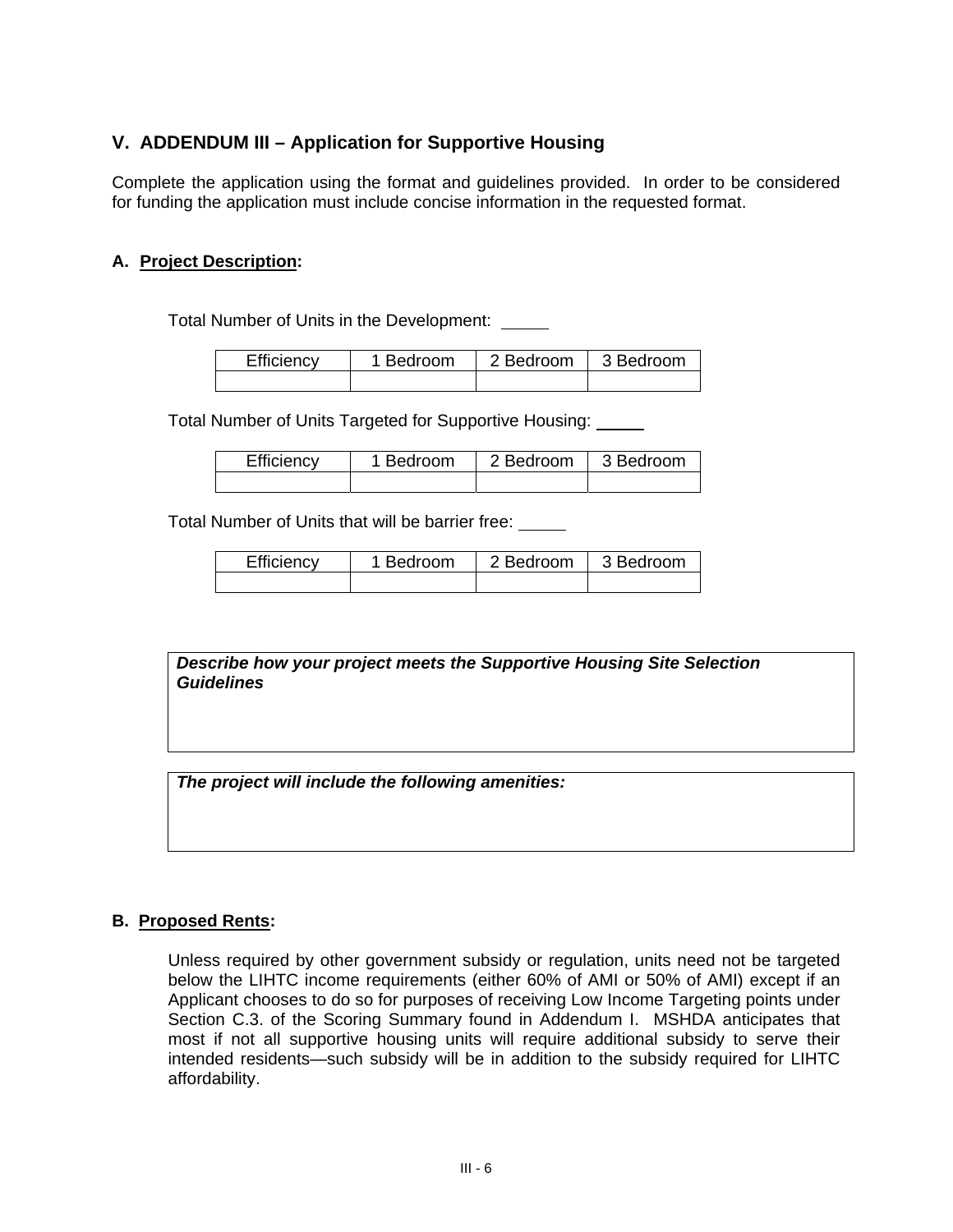## V. ADDENDUM III – Application for Supportive Housing

Complete the application using the format and guidelines provided. In order to be considered for funding the application must include concise information in the requested format.

### A. Project Description:

Total Number of Units in the Development: _____

| Efficiency | 1 Bedroom | 2 Bedroom | 3 Bedroom |
|---|---|---|---|
| | | | |

Total Number of Units Targeted for Supportive Housing: _____

| Efficiency | 1 Bedroom | 2 Bedroom | 3 Bedroom |
|---|---|---|---|
| | | | |

Total Number of Units that will be barrier free: _____

| Efficiency | 1 Bedroom | 2 Bedroom | 3 Bedroom |
|---|---|---|---|
| | | | |

***Describe how your project meets the Supportive Housing Site Selection Guidelines***

***The project will include the following amenities:***

### B. Proposed Rents:

Unless required by other government subsidy or regulation, units need not be targeted below the LIHTC income requirements (either 60% of AMI or 50% of AMI) except if an Applicant chooses to do so for purposes of receiving Low Income Targeting points under Section C.3. of the Scoring Summary found in Addendum I. MSHDA anticipates that most if not all supportive housing units will require additional subsidy to serve their intended residents—such subsidy will be in addition to the subsidy required for LIHTC affordability.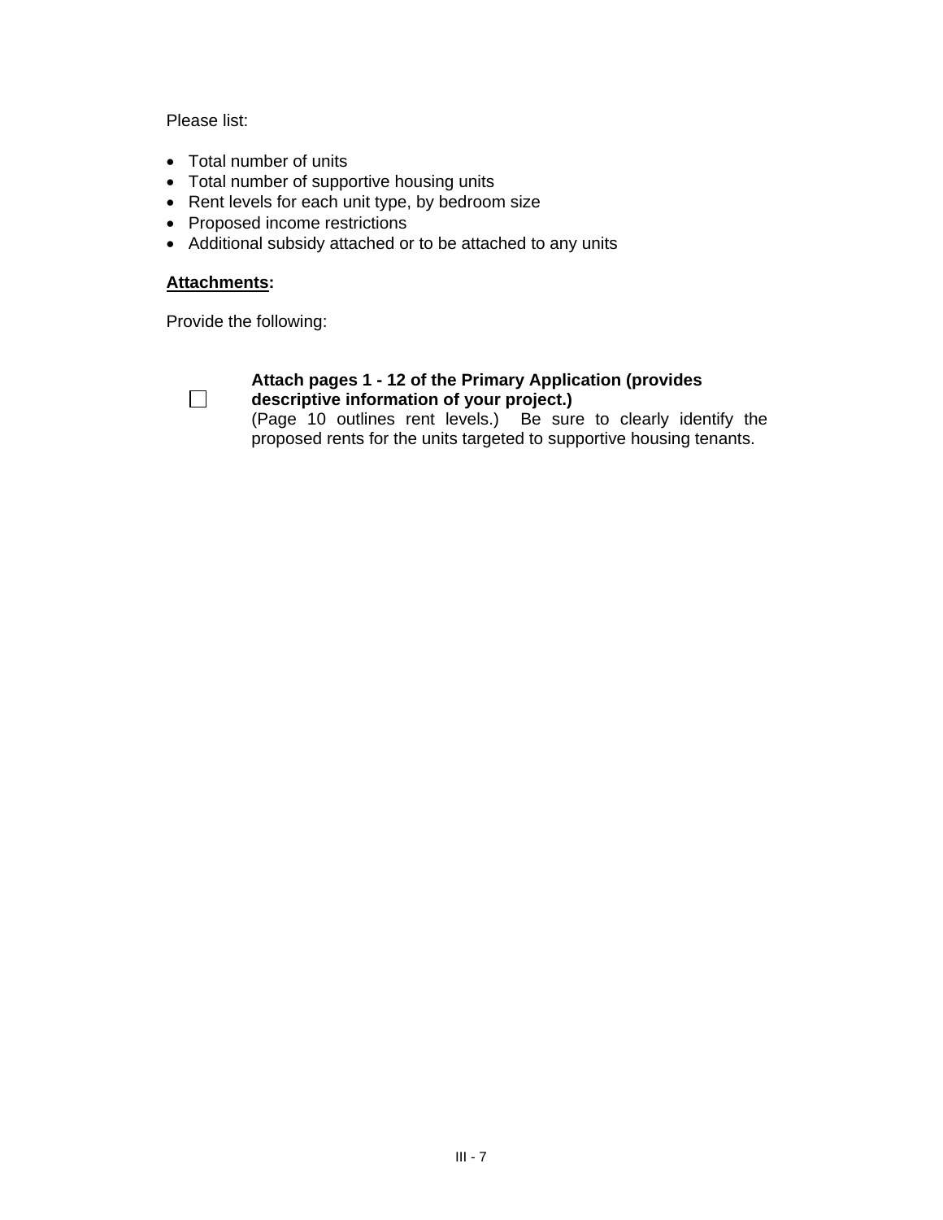Please list:

- Total number of units
- Total number of supportive housing units
- Rent levels for each unit type, by bedroom size
- Proposed income restrictions
- Additional subsidy attached or to be attached to any units

**Attachments:**

Provide the following:

☐ **Attach pages 1 - 12 of the Primary Application (provides descriptive information of your project.)**
(Page 10 outlines rent levels.) Be sure to clearly identify the proposed rents for the units targeted to supportive housing tenants.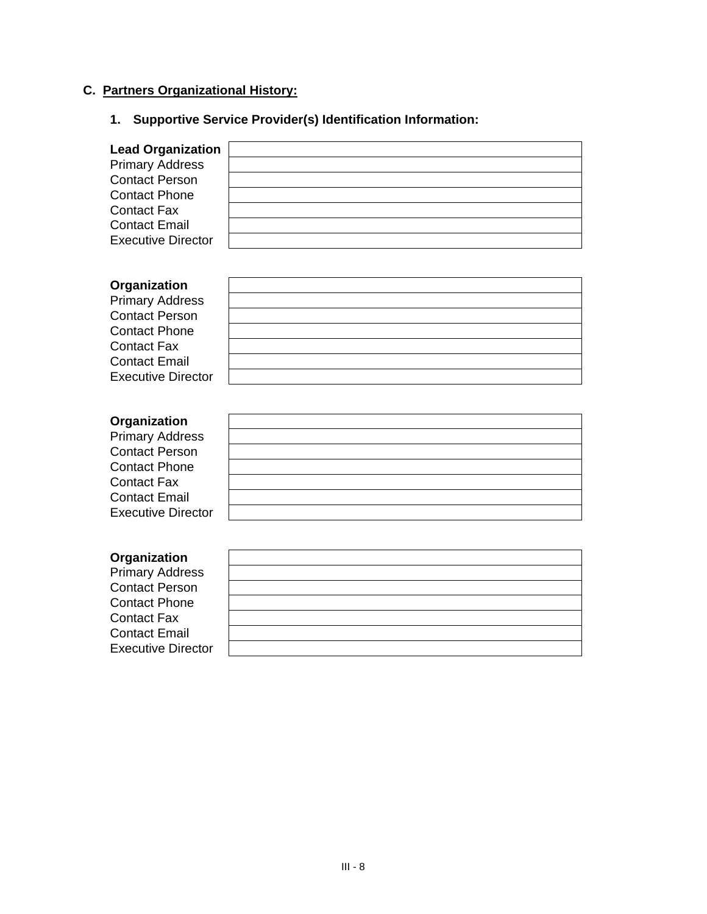## C. Partners Organizational History:

### 1. Supportive Service Provider(s) Identification Information:

| **Lead Organization** | |
|---|---|
| Primary Address | |
| Contact Person | |
| Contact Phone | |
| Contact Fax | |
| Contact Email | |
| Executive Director | |

| **Organization** | |
|---|---|
| Primary Address | |
| Contact Person | |
| Contact Phone | |
| Contact Fax | |
| Contact Email | |
| Executive Director | |

| **Organization** | |
|---|---|
| Primary Address | |
| Contact Person | |
| Contact Phone | |
| Contact Fax | |
| Contact Email | |
| Executive Director | |

| **Organization** | |
|---|---|
| Primary Address | |
| Contact Person | |
| Contact Phone | |
| Contact Fax | |
| Contact Email | |
| Executive Director | |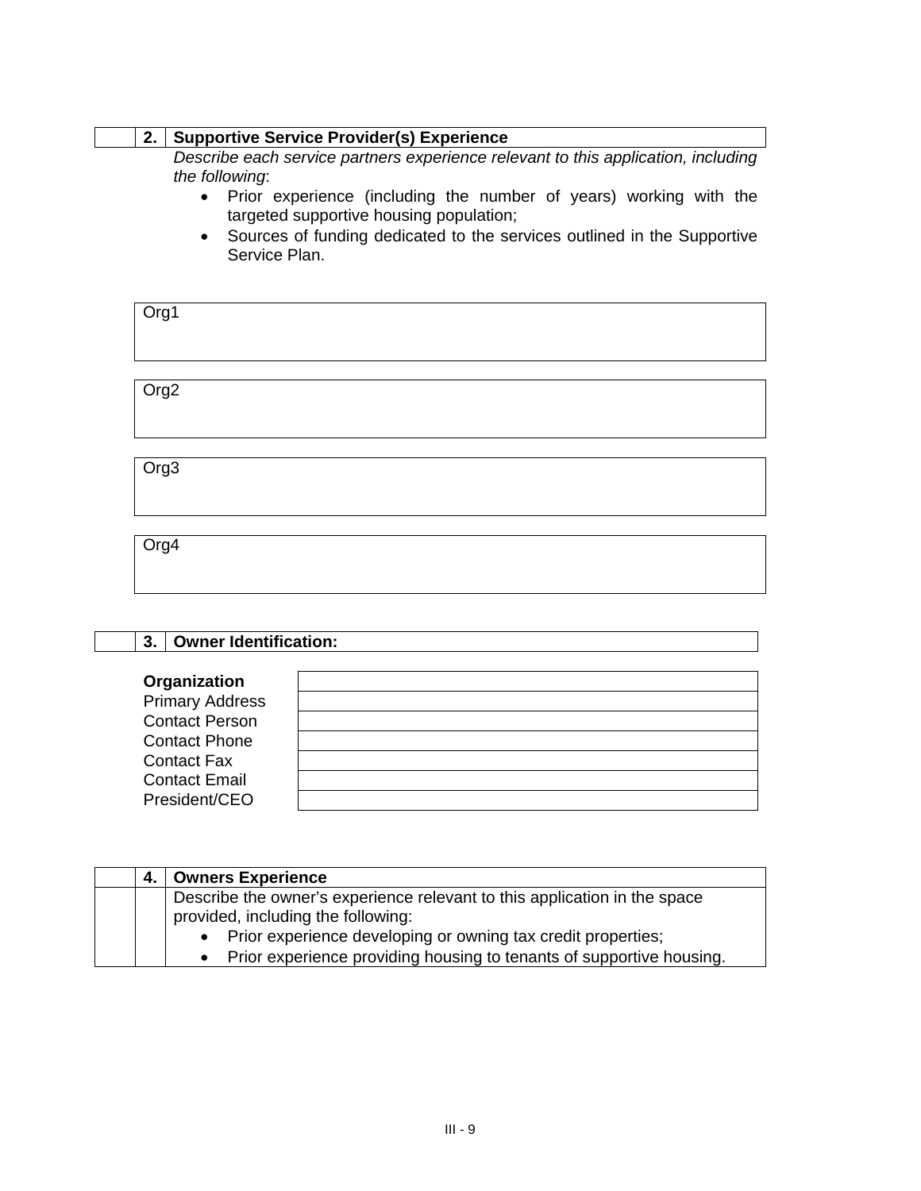| | 2. | **Supportive Service Provider(s) Experience** |
|---|---|---|

*Describe each service partners experience relevant to this application, including the following*:

- Prior experience (including the number of years) working with the targeted supportive housing population;
- Sources of funding dedicated to the services outlined in the Supportive Service Plan.

| Org1 |
|---|

| Org2 |
|---|

| Org3 |
|---|

| Org4 |
|---|

| | 3. | **Owner Identification:** |
|---|---|---|

| | |
|---|---|
| **Organization** | |
| Primary Address | |
| Contact Person | |
| Contact Phone | |
| Contact Fax | |
| Contact Email | |
| President/CEO | |

| | 4. | **Owners Experience** |
|---|---|---|
| | | Describe the owner's experience relevant to this application in the space provided, including the following:<br>• Prior experience developing or owning tax credit properties;<br>• Prior experience providing housing to tenants of supportive housing. |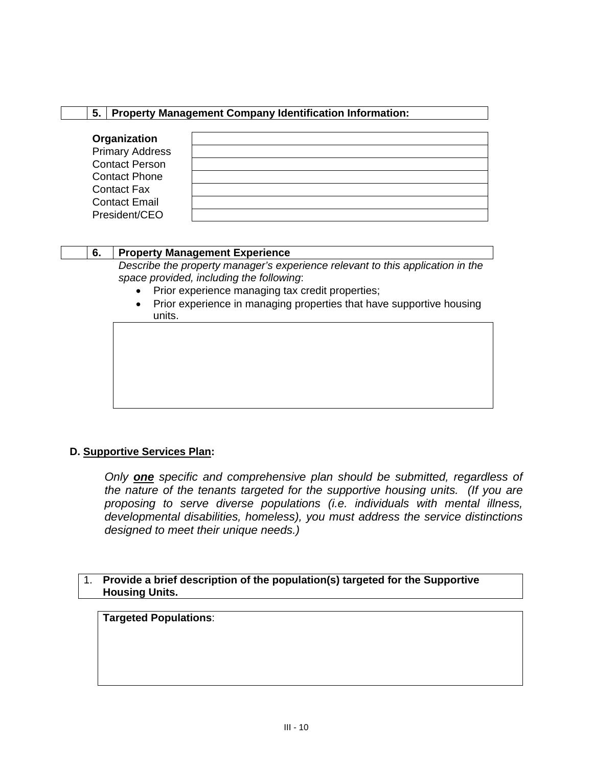| | 5. | **Property Management Company Identification Information:** |
|---|---|---|

| | |
|---|---|
| **Organization** | |
| Primary Address | |
| Contact Person | |
| Contact Phone | |
| Contact Fax | |
| Contact Email | |
| President/CEO | |

| | 6. | **Property Management Experience** |
|---|---|---|

*Describe the property manager's experience relevant to this application in the space provided, including the following*:

- Prior experience managing tax credit properties;
- Prior experience in managing properties that have supportive housing units.

| |
|---|
| |

**D. <u>Supportive Services Plan</u>:**

*Only **<u>one</u>** specific and comprehensive plan should be submitted, regardless of the nature of the tenants targeted for the supportive housing units. (If you are proposing to serve diverse populations (i.e. individuals with mental illness, developmental disabilities, homeless), you must address the service distinctions designed to meet their unique needs.)*

| 1. | **Provide a brief description of the population(s) targeted for the Supportive Housing Units.** |
|---|---|

| **Targeted Populations**: |
|---|
| |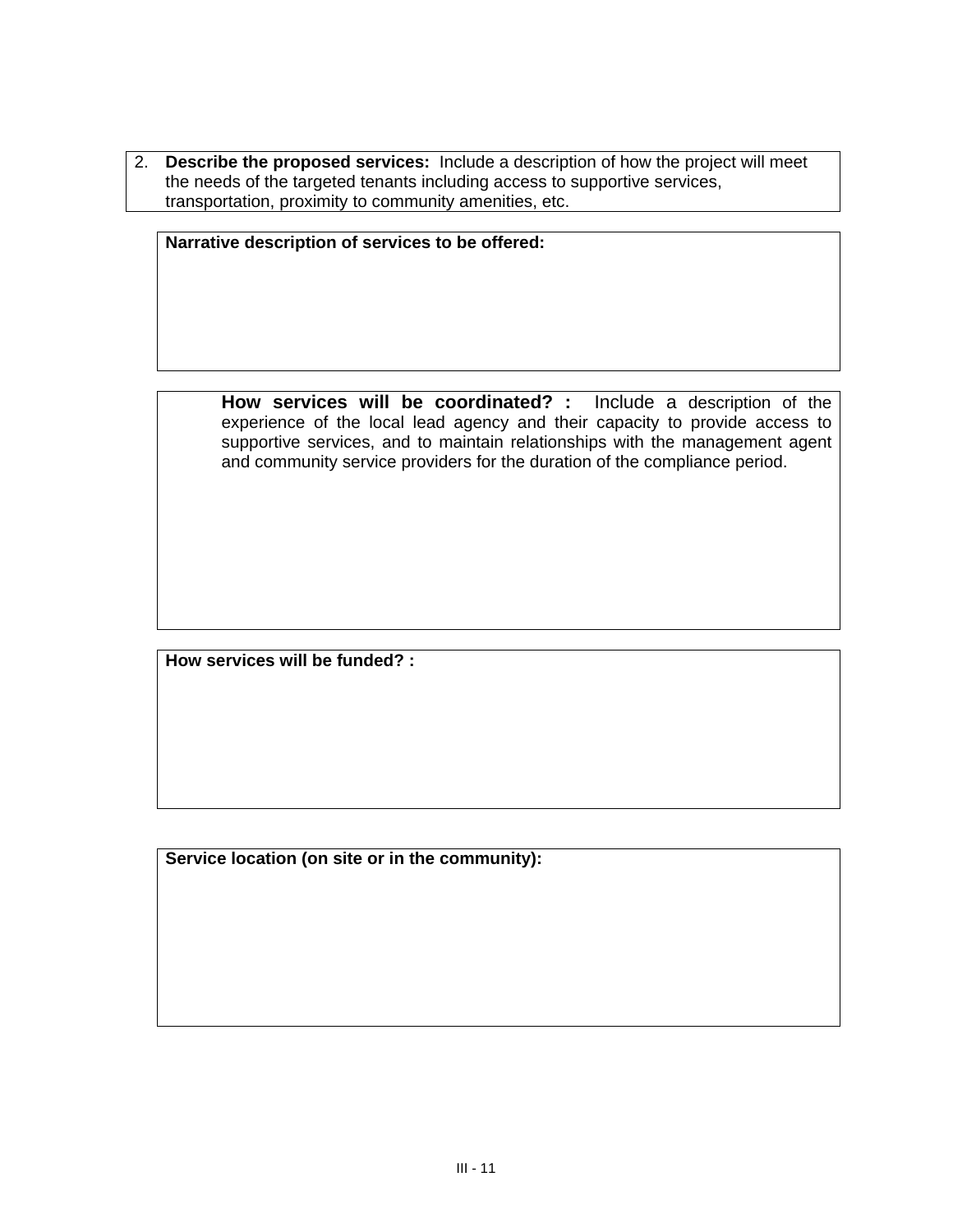2. **Describe the proposed services:** Include a description of how the project will meet the needs of the targeted tenants including access to supportive services, transportation, proximity to community amenities, etc.

**Narrative description of services to be offered:**

**How services will be coordinated? :** Include a description of the experience of the local lead agency and their capacity to provide access to supportive services, and to maintain relationships with the management agent and community service providers for the duration of the compliance period.

**How services will be funded? :**

**Service location (on site or in the community):**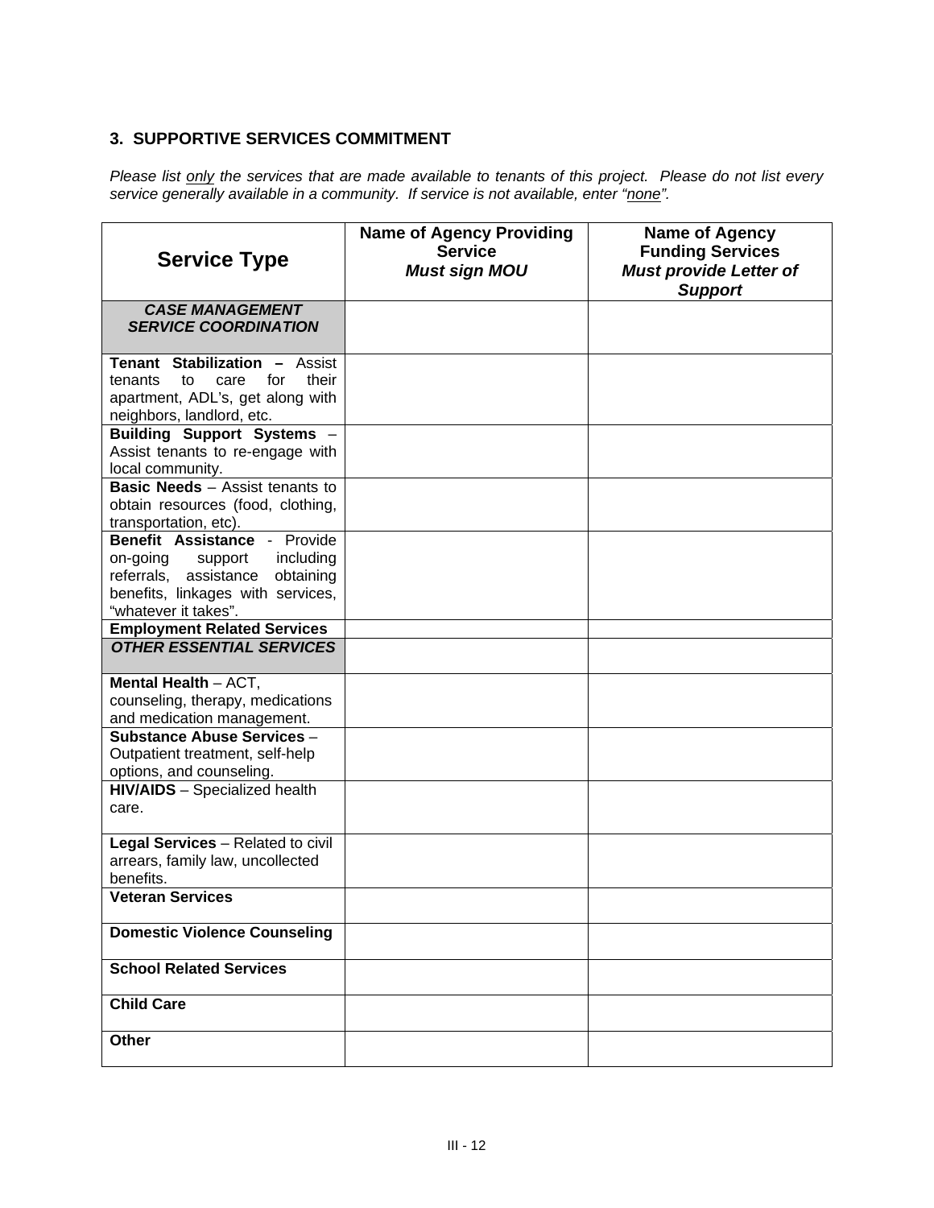### 3. SUPPORTIVE SERVICES COMMITMENT

*Please list only the services that are made available to tenants of this project. Please do not list every service generally available in a community. If service is not available, enter "none".*

| Service Type | Name of Agency Providing Service *Must sign MOU* | Name of Agency Funding Services *Must provide Letter of Support* |
|---|---|---|
| ***CASE MANAGEMENT SERVICE COORDINATION*** | | |
| **Tenant Stabilization –** Assist tenants to care for their apartment, ADL's, get along with neighbors, landlord, etc. | | |
| **Building Support Systems** – Assist tenants to re-engage with local community. | | |
| **Basic Needs** – Assist tenants to obtain resources (food, clothing, transportation, etc). | | |
| **Benefit Assistance** - Provide on-going support including referrals, assistance obtaining benefits, linkages with services, "whatever it takes". | | |
| **Employment Related Services** | | |
| ***OTHER ESSENTIAL SERVICES*** | | |
| **Mental Health** – ACT, counseling, therapy, medications and medication management. | | |
| **Substance Abuse Services** – Outpatient treatment, self-help options, and counseling. | | |
| **HIV/AIDS** – Specialized health care. | | |
| **Legal Services** – Related to civil arrears, family law, uncollected benefits. | | |
| **Veteran Services** | | |
| **Domestic Violence Counseling** | | |
| **School Related Services** | | |
| **Child Care** | | |
| **Other** | | |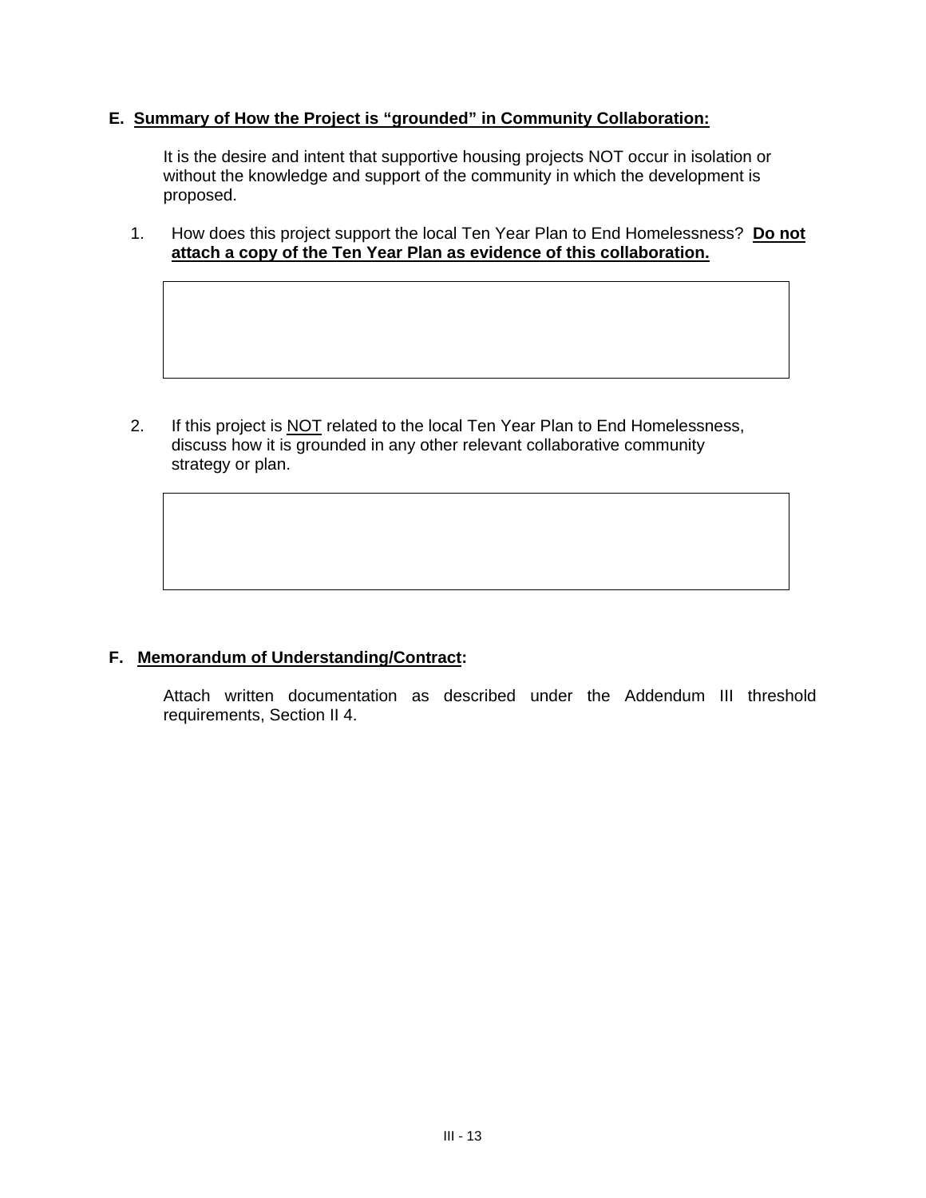**E. Summary of How the Project is "grounded" in Community Collaboration:**

It is the desire and intent that supportive housing projects NOT occur in isolation or without the knowledge and support of the community in which the development is proposed.

1. How does this project support the local Ten Year Plan to End Homelessness? **Do not attach a copy of the Ten Year Plan as evidence of this collaboration.**

| |
|---|
| |

2. If this project is NOT related to the local Ten Year Plan to End Homelessness, discuss how it is grounded in any other relevant collaborative community strategy or plan.

| |
|---|
| |

**F. Memorandum of Understanding/Contract:**

Attach written documentation as described under the Addendum III threshold requirements, Section II 4.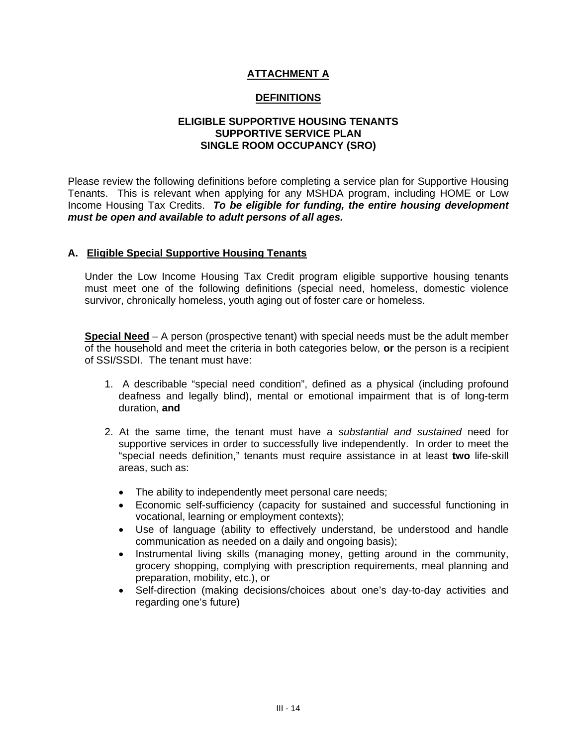# ATTACHMENT A

## DEFINITIONS

### ELIGIBLE SUPPORTIVE HOUSING TENANTS
### SUPPORTIVE SERVICE PLAN
### SINGLE ROOM OCCUPANCY (SRO)

Please review the following definitions before completing a service plan for Supportive Housing Tenants. This is relevant when applying for any MSHDA program, including HOME or Low Income Housing Tax Credits. ***To be eligible for funding, the entire housing development must be open and available to adult persons of all ages.***

### A. Eligible Special Supportive Housing Tenants

Under the Low Income Housing Tax Credit program eligible supportive housing tenants must meet one of the following definitions (special need, homeless, domestic violence survivor, chronically homeless, youth aging out of foster care or homeless.

**Special Need** – A person (prospective tenant) with special needs must be the adult member of the household and meet the criteria in both categories below, **or** the person is a recipient of SSI/SSDI. The tenant must have:

1. A describable "special need condition", defined as a physical (including profound deafness and legally blind), mental or emotional impairment that is of long-term duration, **and**

2. At the same time, the tenant must have a *substantial and sustained* need for supportive services in order to successfully live independently. In order to meet the "special needs definition," tenants must require assistance in at least **two** life-skill areas, such as:

   - The ability to independently meet personal care needs;
   - Economic self-sufficiency (capacity for sustained and successful functioning in vocational, learning or employment contexts);
   - Use of language (ability to effectively understand, be understood and handle communication as needed on a daily and ongoing basis);
   - Instrumental living skills (managing money, getting around in the community, grocery shopping, complying with prescription requirements, meal planning and preparation, mobility, etc.), or
   - Self-direction (making decisions/choices about one's day-to-day activities and regarding one's future)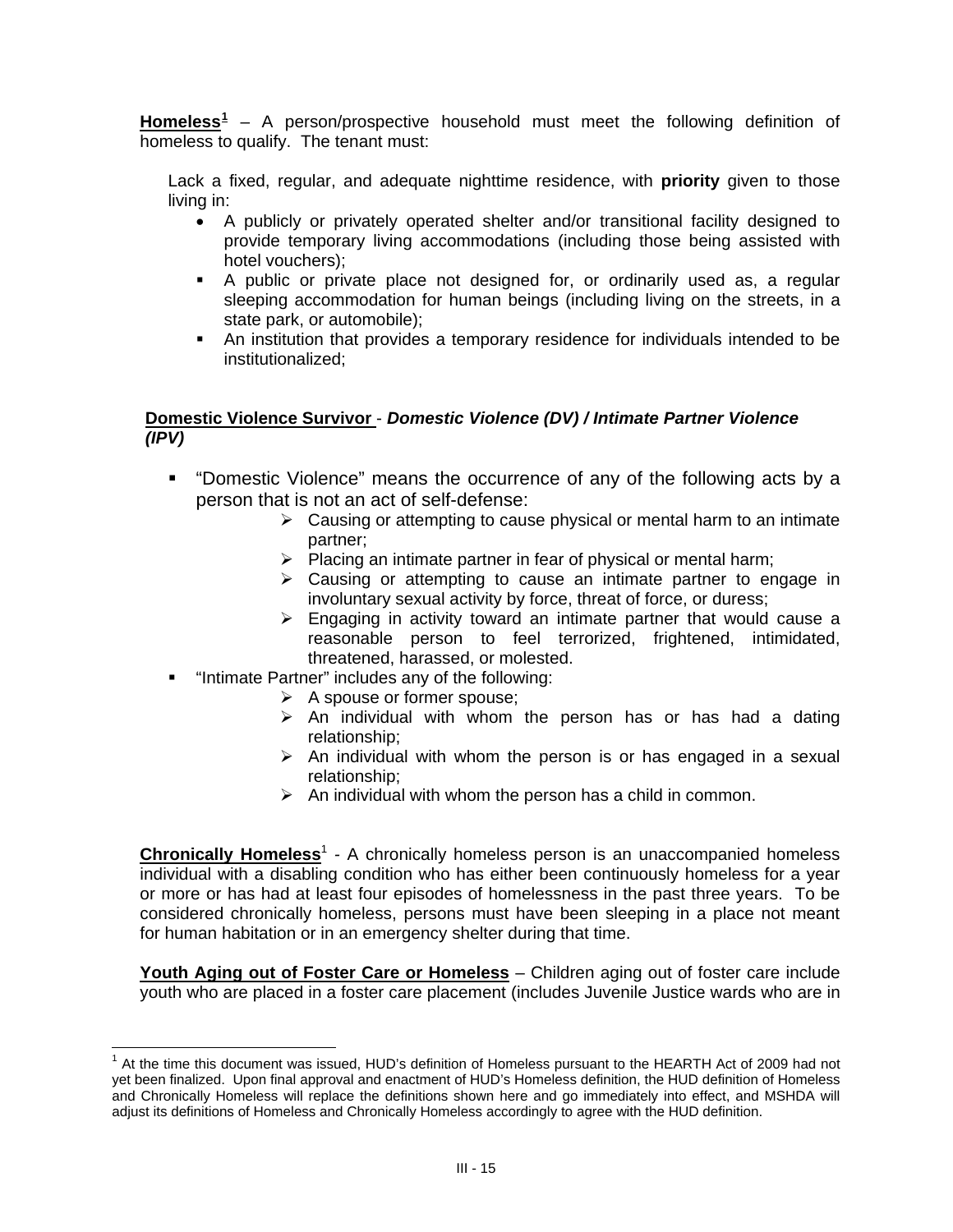**Homeless**[1] – A person/prospective household must meet the following definition of homeless to qualify. The tenant must:

Lack a fixed, regular, and adequate nighttime residence, with **priority** given to those living in:

- A publicly or privately operated shelter and/or transitional facility designed to provide temporary living accommodations (including those being assisted with hotel vouchers);
- A public or private place not designed for, or ordinarily used as, a regular sleeping accommodation for human beings (including living on the streets, in a state park, or automobile);
- An institution that provides a temporary residence for individuals intended to be institutionalized;

**Domestic Violence Survivor** - ***Domestic Violence (DV) / Intimate Partner Violence (IPV)***

- "Domestic Violence" means the occurrence of any of the following acts by a person that is not an act of self-defense:
  - Causing or attempting to cause physical or mental harm to an intimate partner;
  - Placing an intimate partner in fear of physical or mental harm;
  - Causing or attempting to cause an intimate partner to engage in involuntary sexual activity by force, threat of force, or duress;
  - Engaging in activity toward an intimate partner that would cause a reasonable person to feel terrorized, frightened, intimidated, threatened, harassed, or molested.
- "Intimate Partner" includes any of the following:
  - A spouse or former spouse;
  - An individual with whom the person has or has had a dating relationship;
  - An individual with whom the person is or has engaged in a sexual relationship;
  - An individual with whom the person has a child in common.

**Chronically Homeless**[1] - A chronically homeless person is an unaccompanied homeless individual with a disabling condition who has either been continuously homeless for a year or more or has had at least four episodes of homelessness in the past three years. To be considered chronically homeless, persons must have been sleeping in a place not meant for human habitation or in an emergency shelter during that time.

**Youth Aging out of Foster Care or Homeless** – Children aging out of foster care include youth who are placed in a foster care placement (includes Juvenile Justice wards who are in

[1] At the time this document was issued, HUD's definition of Homeless pursuant to the HEARTH Act of 2009 had not yet been finalized. Upon final approval and enactment of HUD's Homeless definition, the HUD definition of Homeless and Chronically Homeless will replace the definitions shown here and go immediately into effect, and MSHDA will adjust its definitions of Homeless and Chronically Homeless accordingly to agree with the HUD definition.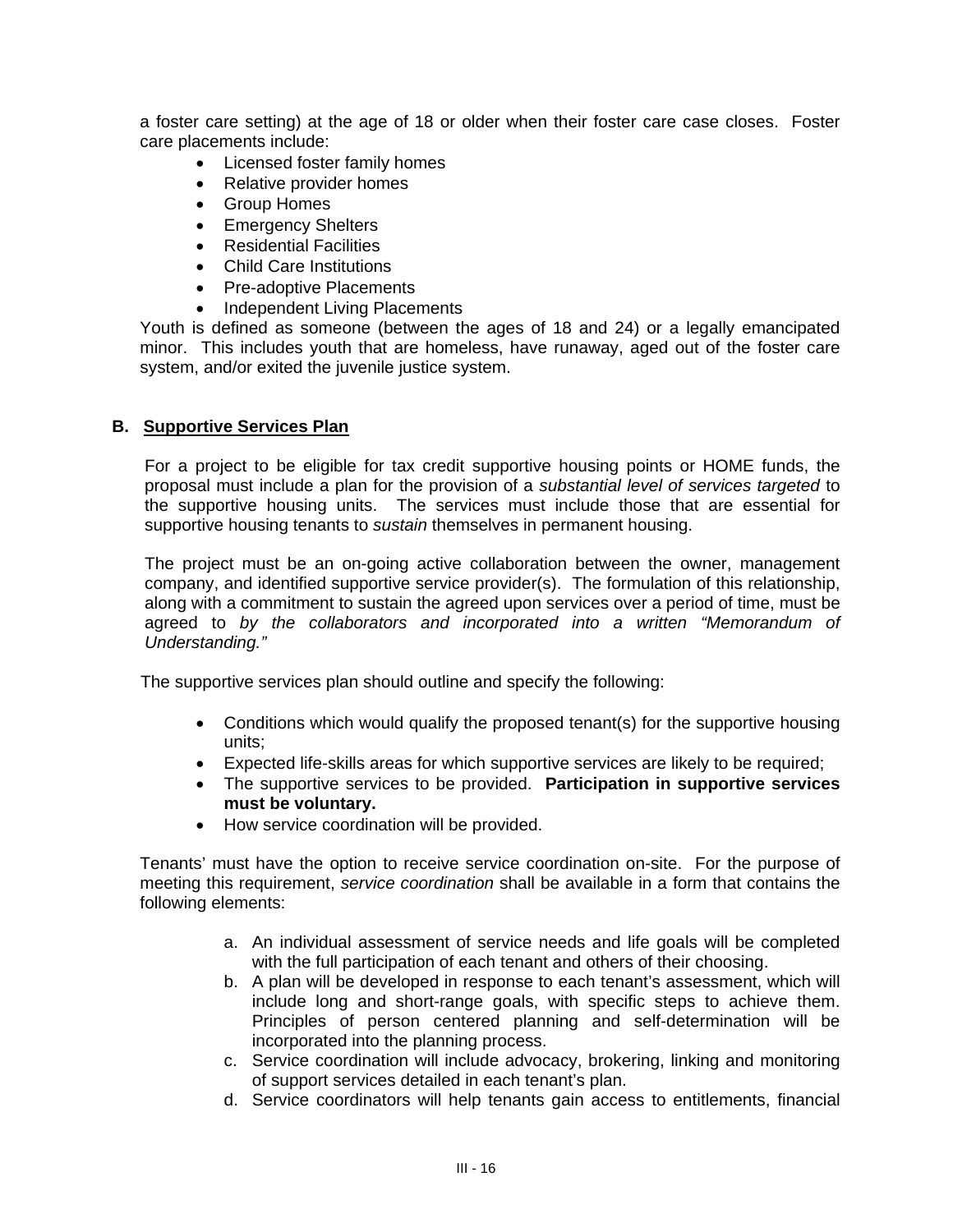a foster care setting) at the age of 18 or older when their foster care case closes. Foster care placements include:

- Licensed foster family homes
- Relative provider homes
- Group Homes
- Emergency Shelters
- Residential Facilities
- Child Care Institutions
- Pre-adoptive Placements
- Independent Living Placements

Youth is defined as someone (between the ages of 18 and 24) or a legally emancipated minor. This includes youth that are homeless, have runaway, aged out of the foster care system, and/or exited the juvenile justice system.

## B. Supportive Services Plan

For a project to be eligible for tax credit supportive housing points or HOME funds, the proposal must include a plan for the provision of a *substantial level of services targeted* to the supportive housing units. The services must include those that are essential for supportive housing tenants to *sustain* themselves in permanent housing.

The project must be an on-going active collaboration between the owner, management company, and identified supportive service provider(s). The formulation of this relationship, along with a commitment to sustain the agreed upon services over a period of time, must be agreed to *by the collaborators and incorporated into a written "Memorandum of Understanding."*

The supportive services plan should outline and specify the following:

- Conditions which would qualify the proposed tenant(s) for the supportive housing units;
- Expected life-skills areas for which supportive services are likely to be required;
- The supportive services to be provided. **Participation in supportive services must be voluntary.**
- How service coordination will be provided.

Tenants' must have the option to receive service coordination on-site. For the purpose of meeting this requirement, *service coordination* shall be available in a form that contains the following elements:

a. An individual assessment of service needs and life goals will be completed with the full participation of each tenant and others of their choosing.
b. A plan will be developed in response to each tenant's assessment, which will include long and short-range goals, with specific steps to achieve them. Principles of person centered planning and self-determination will be incorporated into the planning process.
c. Service coordination will include advocacy, brokering, linking and monitoring of support services detailed in each tenant's plan.
d. Service coordinators will help tenants gain access to entitlements, financial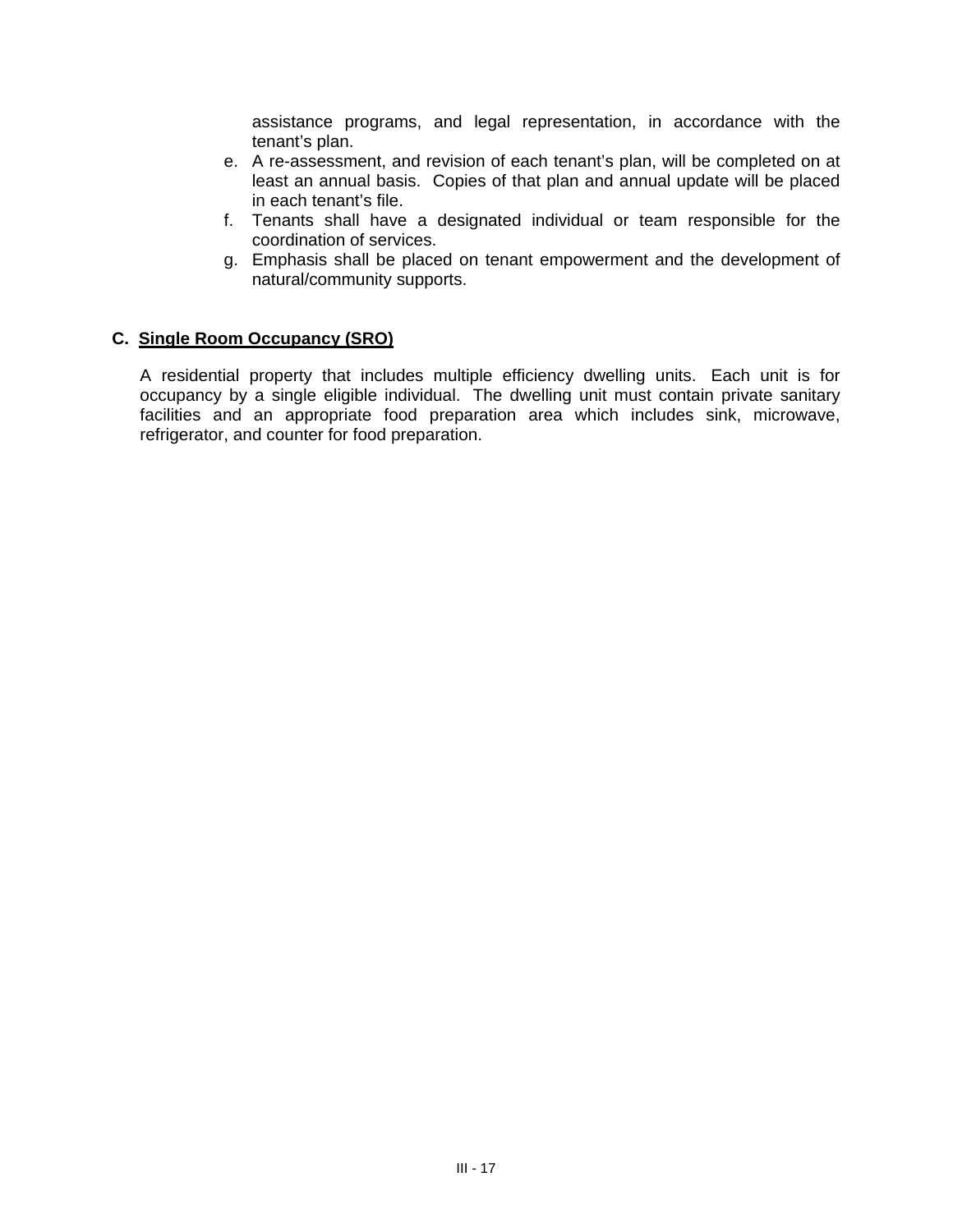assistance programs, and legal representation, in accordance with the tenant's plan.

e. A re-assessment, and revision of each tenant's plan, will be completed on at least an annual basis. Copies of that plan and annual update will be placed in each tenant's file.
f. Tenants shall have a designated individual or team responsible for the coordination of services.
g. Emphasis shall be placed on tenant empowerment and the development of natural/community supports.

## C. Single Room Occupancy (SRO)

A residential property that includes multiple efficiency dwelling units. Each unit is for occupancy by a single eligible individual. The dwelling unit must contain private sanitary facilities and an appropriate food preparation area which includes sink, microwave, refrigerator, and counter for food preparation.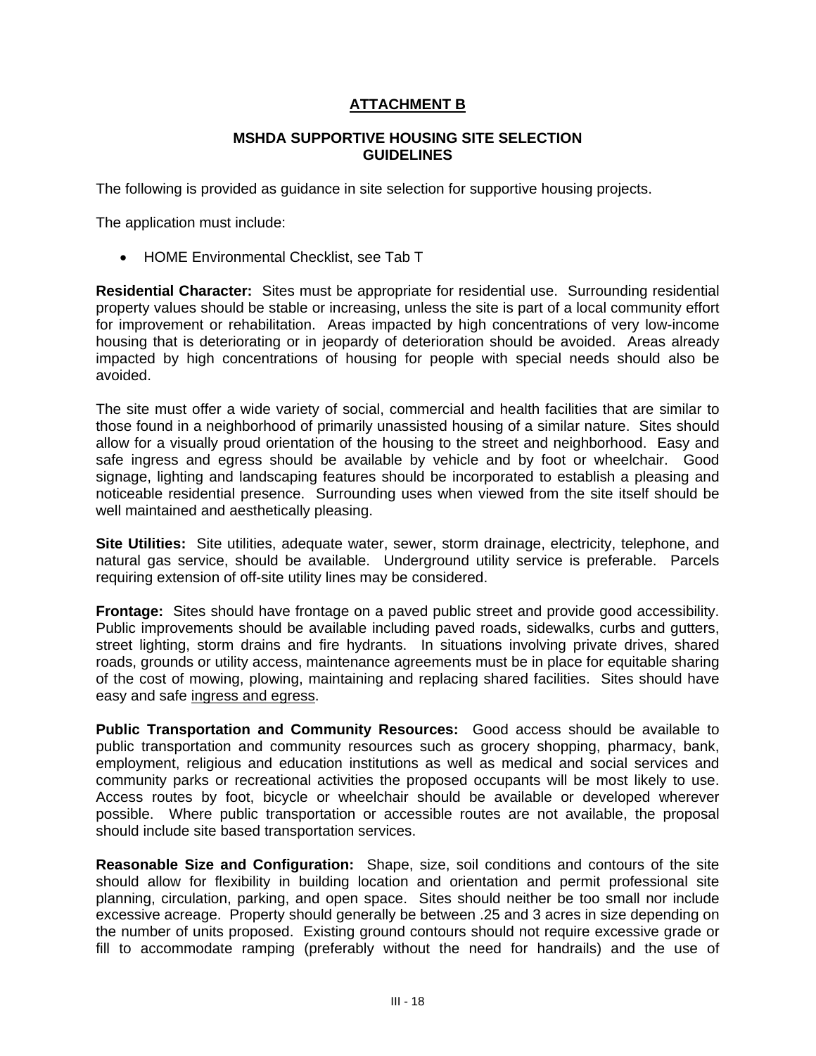## ATTACHMENT B

### MSHDA SUPPORTIVE HOUSING SITE SELECTION GUIDELINES

The following is provided as guidance in site selection for supportive housing projects.

The application must include:

- HOME Environmental Checklist, see Tab T

**Residential Character:** Sites must be appropriate for residential use. Surrounding residential property values should be stable or increasing, unless the site is part of a local community effort for improvement or rehabilitation. Areas impacted by high concentrations of very low-income housing that is deteriorating or in jeopardy of deterioration should be avoided. Areas already impacted by high concentrations of housing for people with special needs should also be avoided.

The site must offer a wide variety of social, commercial and health facilities that are similar to those found in a neighborhood of primarily unassisted housing of a similar nature. Sites should allow for a visually proud orientation of the housing to the street and neighborhood. Easy and safe ingress and egress should be available by vehicle and by foot or wheelchair. Good signage, lighting and landscaping features should be incorporated to establish a pleasing and noticeable residential presence. Surrounding uses when viewed from the site itself should be well maintained and aesthetically pleasing.

**Site Utilities:** Site utilities, adequate water, sewer, storm drainage, electricity, telephone, and natural gas service, should be available. Underground utility service is preferable. Parcels requiring extension of off-site utility lines may be considered.

**Frontage:** Sites should have frontage on a paved public street and provide good accessibility. Public improvements should be available including paved roads, sidewalks, curbs and gutters, street lighting, storm drains and fire hydrants. In situations involving private drives, shared roads, grounds or utility access, maintenance agreements must be in place for equitable sharing of the cost of mowing, plowing, maintaining and replacing shared facilities. Sites should have easy and safe ingress and egress.

**Public Transportation and Community Resources:** Good access should be available to public transportation and community resources such as grocery shopping, pharmacy, bank, employment, religious and education institutions as well as medical and social services and community parks or recreational activities the proposed occupants will be most likely to use. Access routes by foot, bicycle or wheelchair should be available or developed wherever possible. Where public transportation or accessible routes are not available, the proposal should include site based transportation services.

**Reasonable Size and Configuration:** Shape, size, soil conditions and contours of the site should allow for flexibility in building location and orientation and permit professional site planning, circulation, parking, and open space. Sites should neither be too small nor include excessive acreage. Property should generally be between .25 and 3 acres in size depending on the number of units proposed. Existing ground contours should not require excessive grade or fill to accommodate ramping (preferably without the need for handrails) and the use of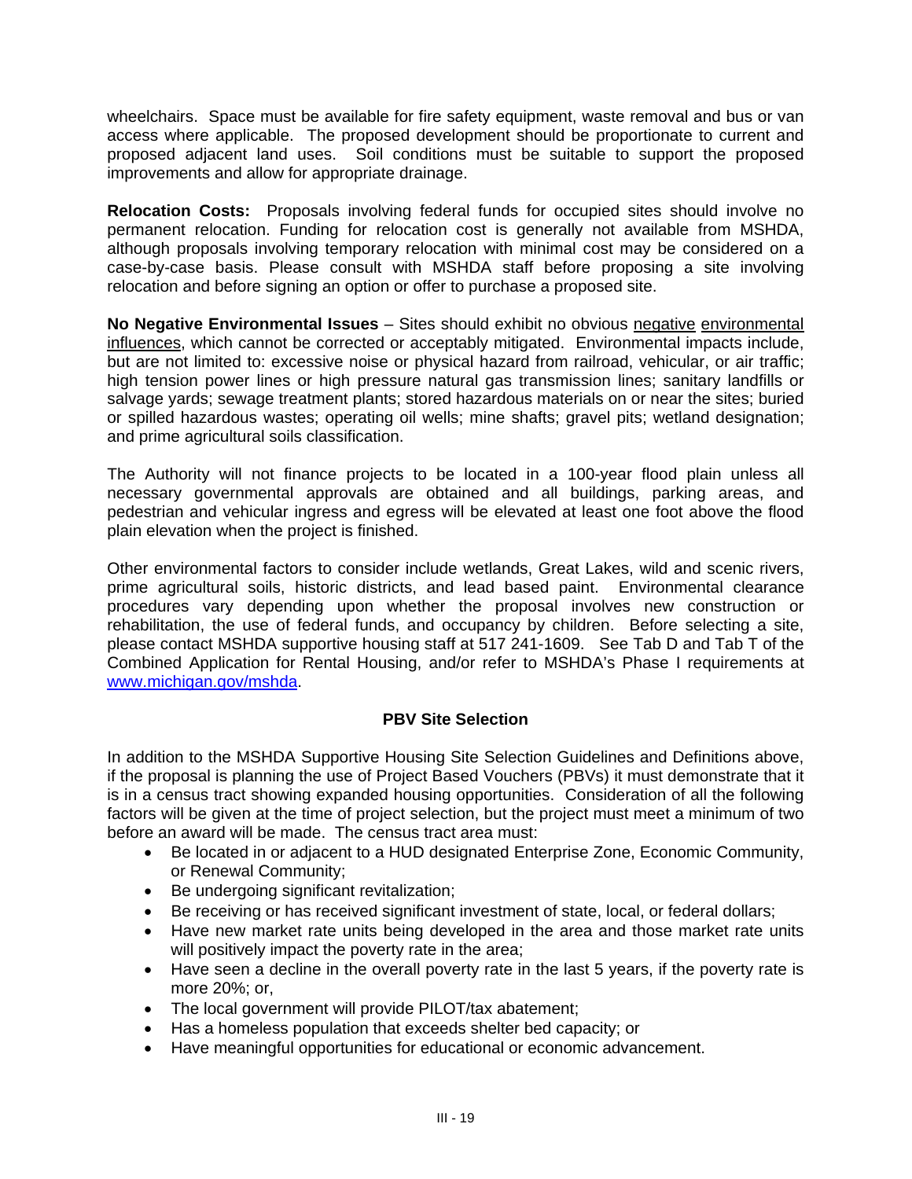wheelchairs. Space must be available for fire safety equipment, waste removal and bus or van access where applicable. The proposed development should be proportionate to current and proposed adjacent land uses. Soil conditions must be suitable to support the proposed improvements and allow for appropriate drainage.

**Relocation Costs:** Proposals involving federal funds for occupied sites should involve no permanent relocation. Funding for relocation cost is generally not available from MSHDA, although proposals involving temporary relocation with minimal cost may be considered on a case-by-case basis. Please consult with MSHDA staff before proposing a site involving relocation and before signing an option or offer to purchase a proposed site.

**No Negative Environmental Issues** – Sites should exhibit no obvious negative environmental influences, which cannot be corrected or acceptably mitigated. Environmental impacts include, but are not limited to: excessive noise or physical hazard from railroad, vehicular, or air traffic; high tension power lines or high pressure natural gas transmission lines; sanitary landfills or salvage yards; sewage treatment plants; stored hazardous materials on or near the sites; buried or spilled hazardous wastes; operating oil wells; mine shafts; gravel pits; wetland designation; and prime agricultural soils classification.

The Authority will not finance projects to be located in a 100-year flood plain unless all necessary governmental approvals are obtained and all buildings, parking areas, and pedestrian and vehicular ingress and egress will be elevated at least one foot above the flood plain elevation when the project is finished.

Other environmental factors to consider include wetlands, Great Lakes, wild and scenic rivers, prime agricultural soils, historic districts, and lead based paint. Environmental clearance procedures vary depending upon whether the proposal involves new construction or rehabilitation, the use of federal funds, and occupancy by children. Before selecting a site, please contact MSHDA supportive housing staff at 517 241-1609. See Tab D and Tab T of the Combined Application for Rental Housing, and/or refer to MSHDA's Phase I requirements at www.michigan.gov/mshda.

**PBV Site Selection**

In addition to the MSHDA Supportive Housing Site Selection Guidelines and Definitions above, if the proposal is planning the use of Project Based Vouchers (PBVs) it must demonstrate that it is in a census tract showing expanded housing opportunities. Consideration of all the following factors will be given at the time of project selection, but the project must meet a minimum of two before an award will be made. The census tract area must:

- Be located in or adjacent to a HUD designated Enterprise Zone, Economic Community, or Renewal Community;
- Be undergoing significant revitalization;
- Be receiving or has received significant investment of state, local, or federal dollars;
- Have new market rate units being developed in the area and those market rate units will positively impact the poverty rate in the area;
- Have seen a decline in the overall poverty rate in the last 5 years, if the poverty rate is more 20%; or,
- The local government will provide PILOT/tax abatement;
- Has a homeless population that exceeds shelter bed capacity; or
- Have meaningful opportunities for educational or economic advancement.